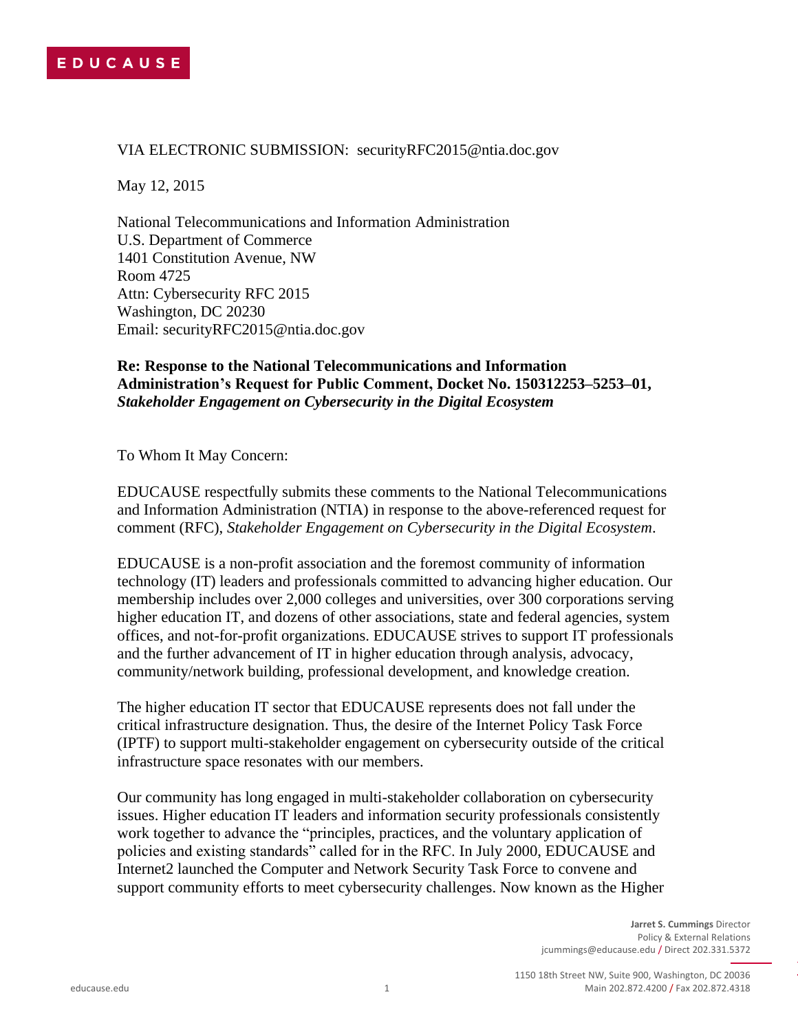EDUCAUSE

VIA ELECTRONIC SUBMISSION: securityRFC2015@ntia.doc.gov

May 12, 2015

National Telecommunications and Information Administration
U.S. Department of Commerce
1401 Constitution Avenue, NW
Room 4725
Attn: Cybersecurity RFC 2015
Washington, DC 20230
Email: securityRFC2015@ntia.doc.gov

**Re: Response to the National Telecommunications and Information Administration's Request for Public Comment, Docket No. 150312253–5253–01, *Stakeholder Engagement on Cybersecurity in the Digital Ecosystem***

To Whom It May Concern:

EDUCAUSE respectfully submits these comments to the National Telecommunications and Information Administration (NTIA) in response to the above-referenced request for comment (RFC), *Stakeholder Engagement on Cybersecurity in the Digital Ecosystem*.

EDUCAUSE is a non-profit association and the foremost community of information technology (IT) leaders and professionals committed to advancing higher education. Our membership includes over 2,000 colleges and universities, over 300 corporations serving higher education IT, and dozens of other associations, state and federal agencies, system offices, and not-for-profit organizations. EDUCAUSE strives to support IT professionals and the further advancement of IT in higher education through analysis, advocacy, community/network building, professional development, and knowledge creation.

The higher education IT sector that EDUCAUSE represents does not fall under the critical infrastructure designation. Thus, the desire of the Internet Policy Task Force (IPTF) to support multi-stakeholder engagement on cybersecurity outside of the critical infrastructure space resonates with our members.

Our community has long engaged in multi-stakeholder collaboration on cybersecurity issues. Higher education IT leaders and information security professionals consistently work together to advance the "principles, practices, and the voluntary application of policies and existing standards" called for in the RFC. In July 2000, EDUCAUSE and Internet2 launched the Computer and Network Security Task Force to convene and support community efforts to meet cybersecurity challenges. Now known as the Higher

Jarret S. Cummings Director
Policy & External Relations
jcummings@educause.edu / Direct 202.331.5372

1150 18th Street NW, Suite 900, Washington, DC 20036
Main 202.872.4200 / Fax 202.872.4318

educause.edu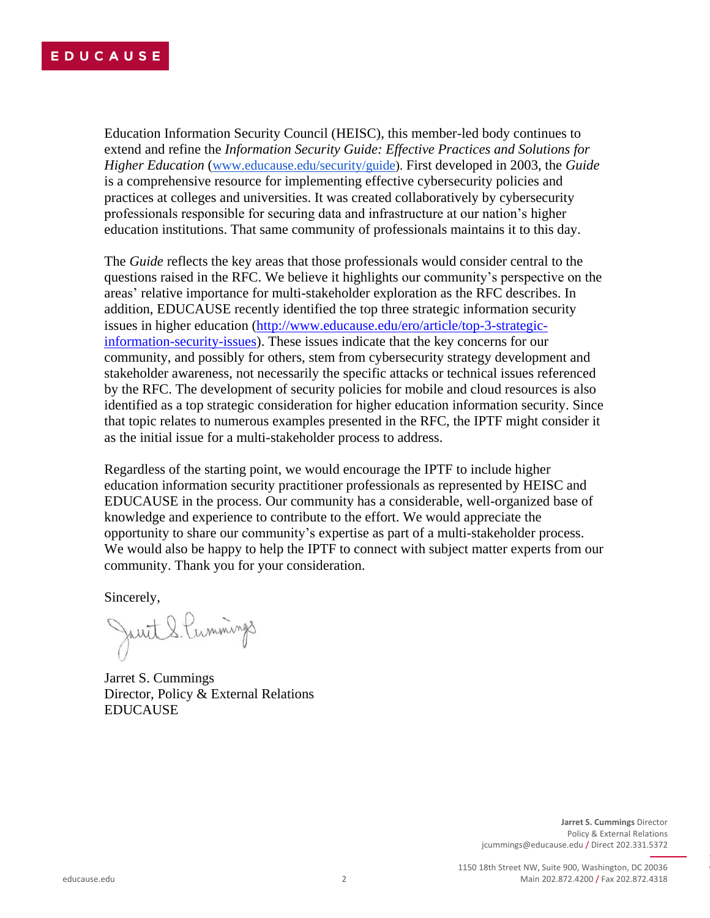Education Information Security Council (HEISC), this member-led body continues to extend and refine the *Information Security Guide: Effective Practices and Solutions for Higher Education* (www.educause.edu/security/guide). First developed in 2003, the *Guide* is a comprehensive resource for implementing effective cybersecurity policies and practices at colleges and universities. It was created collaboratively by cybersecurity professionals responsible for securing data and infrastructure at our nation's higher education institutions. That same community of professionals maintains it to this day.

The *Guide* reflects the key areas that those professionals would consider central to the questions raised in the RFC. We believe it highlights our community's perspective on the areas' relative importance for multi-stakeholder exploration as the RFC describes. In addition, EDUCAUSE recently identified the top three strategic information security issues in higher education (http://www.educause.edu/ero/article/top-3-strategic-information-security-issues). These issues indicate that the key concerns for our community, and possibly for others, stem from cybersecurity strategy development and stakeholder awareness, not necessarily the specific attacks or technical issues referenced by the RFC. The development of security policies for mobile and cloud resources is also identified as a top strategic consideration for higher education information security. Since that topic relates to numerous examples presented in the RFC, the IPTF might consider it as the initial issue for a multi-stakeholder process to address.

Regardless of the starting point, we would encourage the IPTF to include higher education information security practitioner professionals as represented by HEISC and EDUCAUSE in the process. Our community has a considerable, well-organized base of knowledge and experience to contribute to the effort. We would appreciate the opportunity to share our community's expertise as part of a multi-stakeholder process. We would also be happy to help the IPTF to connect with subject matter experts from our community. Thank you for your consideration.

Sincerely,

Jarret S. Cummings
Director, Policy & External Relations
EDUCAUSE

**Jarret S. Cummings** Director
Policy & External Relations
jcummings@educause.edu / Direct 202.331.5372

1150 18th Street NW, Suite 900, Washington, DC 20036
Main 202.872.4200 / Fax 202.872.4318